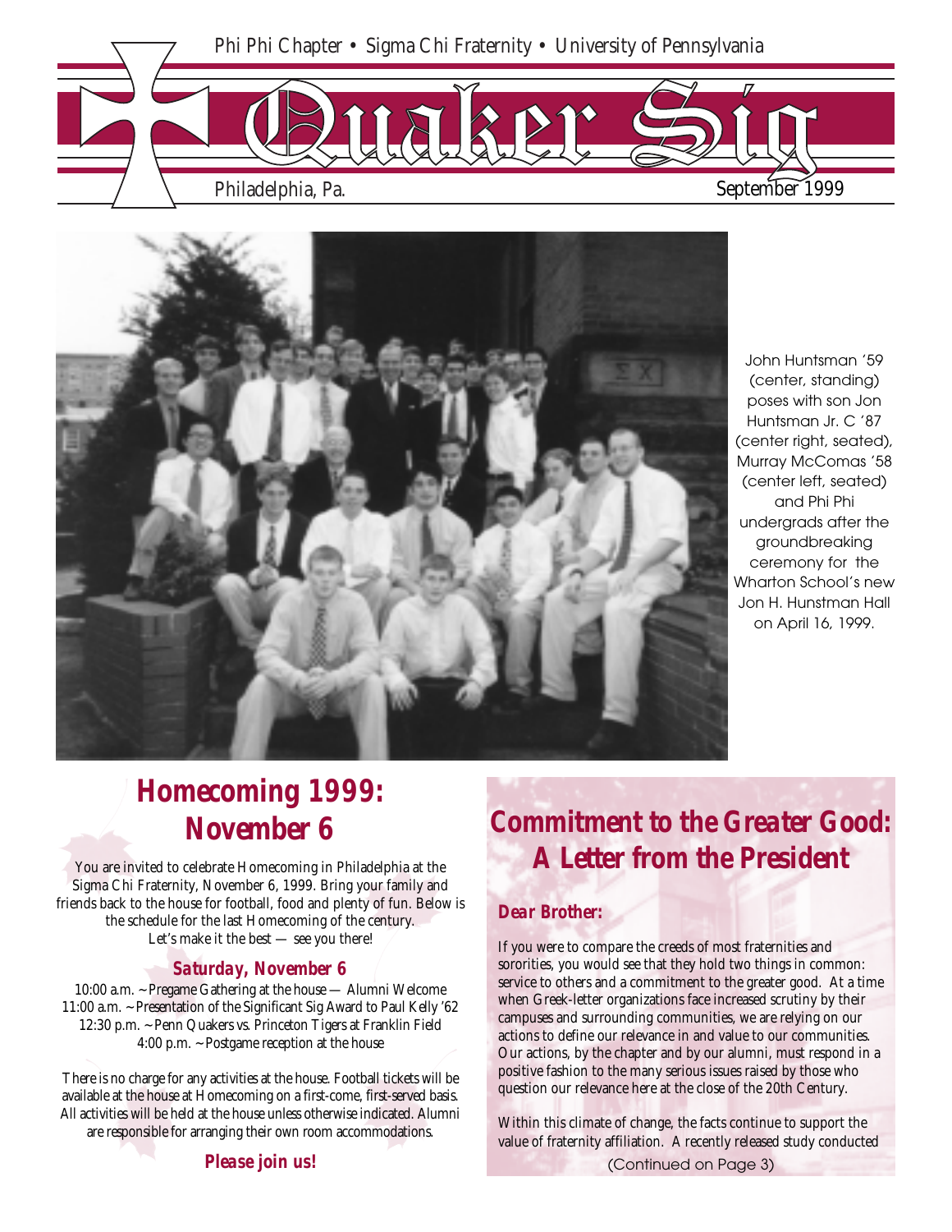Phi Phi Chapter • Sigma Chi Fraternity • University of Pennsylvania

# Quaker Sig

Philadelphia, Pa. September 1999

John Huntsman '59 (center, standing) poses with son Jon Huntsman Jr. C '87 (center right, seated), Murray McComas '58 (center left, seated) and Phi Phi undergrads after the groundbreaking ceremony for the Wharton School's new Jon H. Hunstman Hall on April 16, 1999.

## Homecoming 1999: November 6

You are invited to celebrate Homecoming in Philadelphia at the Sigma Chi Fraternity, November 6, 1999. Bring your family and friends back to the house for football, food and plenty of fun. Below is the schedule for the last Homecoming of the century. Let's make it the best — see you there!

### Saturday, November 6

10:00 a.m. ~ Pregame Gathering at the house — Alumni Welcome
11:00 a.m. ~ Presentation of the Significant Sig Award to Paul Kelly '62
12:30 p.m. ~ Penn Quakers vs. Princeton Tigers at Franklin Field
4:00 p.m. ~ Postgame reception at the house

There is no charge for any activities at the house. Football tickets will be available at the house at Homecoming on a first-come, first-served basis. All activities will be held at the house unless otherwise indicated. Alumni are responsible for arranging their own room accommodations.

***Please join us!***

## Commitment to the Greater Good: A Letter from the President

***Dear Brother:***

If you were to compare the creeds of most fraternities and sororities, you would see that they hold two things in common: service to others and a commitment to the greater good. At a time when Greek-letter organizations face increased scrutiny by their campuses and surrounding communities, we are relying on our actions to define our relevance in and value to our communities. Our actions, by the chapter and by our alumni, must respond in a positive fashion to the many serious issues raised by those who question our relevance here at the close of the 20th Century.

Within this climate of change, the facts continue to support the value of fraternity affiliation. A recently released study conducted

(Continued on Page 3)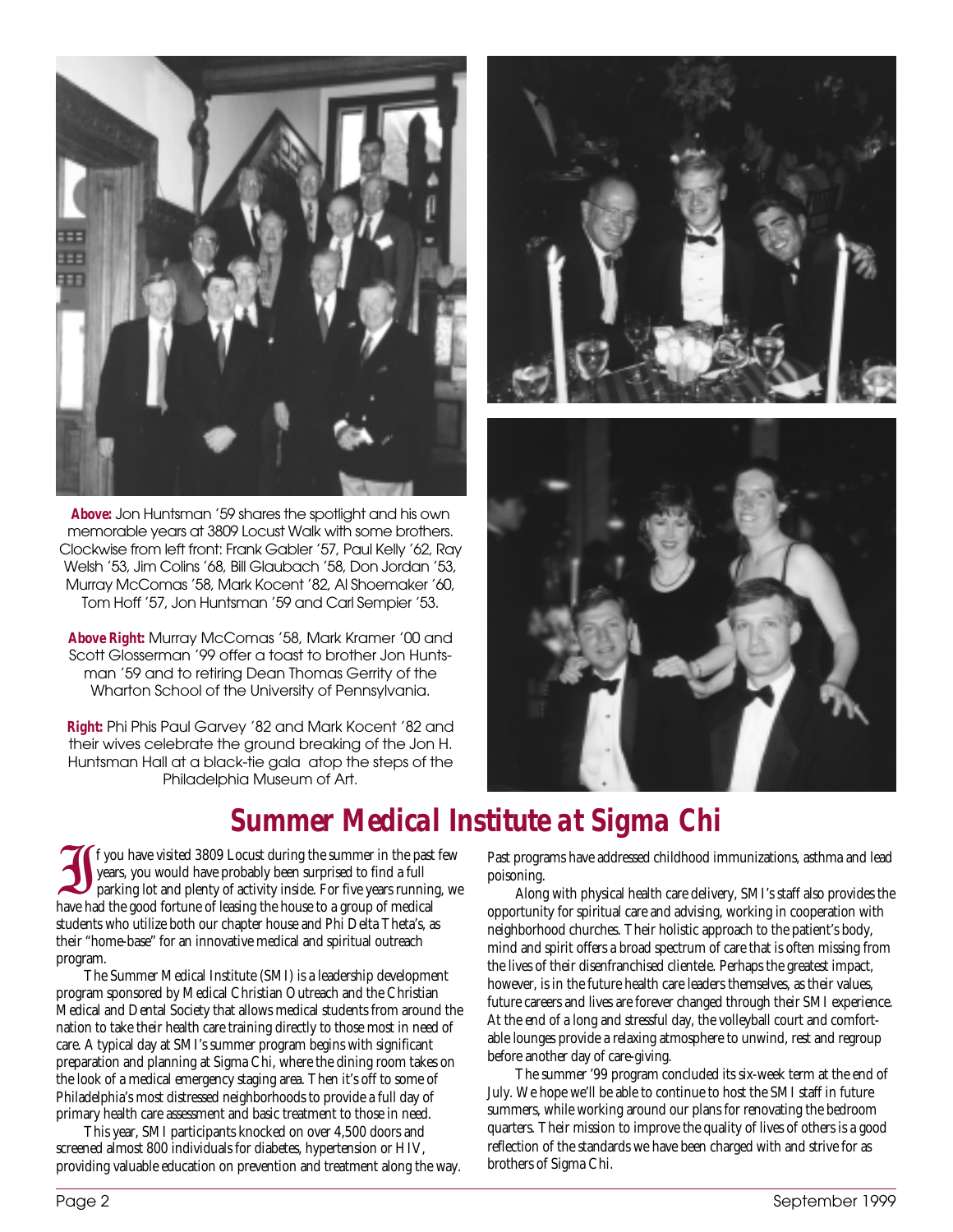**Above:** Jon Huntsman '59 shares the spotlight and his own memorable years at 3809 Locust Walk with some brothers. Clockwise from left front: Frank Gabler '57, Paul Kelly '62, Ray Welsh '53, Jim Colins '68, Bill Glaubach '58, Don Jordan '53, Murray McComas '58, Mark Kocent '82, Al Shoemaker '60, Tom Hoff '57, Jon Huntsman '59 and Carl Sempier '53.

**Above Right:** Murray McComas '58, Mark Kramer '00 and Scott Glosserman '99 offer a toast to brother Jon Huntsman '59 and to retiring Dean Thomas Gerrity of the Wharton School of the University of Pennsylvania.

**Right:** Phi Phis Paul Garvey '82 and Mark Kocent '82 and their wives celebrate the ground breaking of the Jon H. Huntsman Hall at a black-tie gala atop the steps of the Philadelphia Museum of Art.

# Summer Medical Institute at Sigma Chi

If you have visited 3809 Locust during the summer in the past few years, you would have probably been surprised to find a full parking lot and plenty of activity inside. For five years running, we have had the good fortune of leasing the house to a group of medical students who utilize both our chapter house and Phi Delta Theta's, as their "home-base" for an innovative medical and spiritual outreach program.

The Summer Medical Institute (SMI) is a leadership development program sponsored by Medical Christian Outreach and the Christian Medical and Dental Society that allows medical students from around the nation to take their health care training directly to those most in need of care. A typical day at SMI's summer program begins with significant preparation and planning at Sigma Chi, where the dining room takes on the look of a medical emergency staging area. Then it's off to some of Philadelphia's most distressed neighborhoods to provide a full day of primary health care assessment and basic treatment to those in need.

This year, SMI participants knocked on over 4,500 doors and screened almost 800 individuals for diabetes, hypertension or HIV, providing valuable education on prevention and treatment along the way. Past programs have addressed childhood immunizations, asthma and lead poisoning.

Along with physical health care delivery, SMI's staff also provides the opportunity for spiritual care and advising, working in cooperation with neighborhood churches. Their holistic approach to the patient's body, mind and spirit offers a broad spectrum of care that is often missing from the lives of their disenfranchised clientele. Perhaps the greatest impact, however, is in the future health care leaders themselves, as their values, future careers and lives are forever changed through their SMI experience. At the end of a long and stressful day, the volleyball court and comfortable lounges provide a relaxing atmosphere to unwind, rest and regroup before another day of care-giving.

The summer '99 program concluded its six-week term at the end of July. We hope we'll be able to continue to host the SMI staff in future summers, while working around our plans for renovating the bedroom quarters. Their mission to improve the quality of lives of others is a good reflection of the standards we have been charged with and strive for as brothers of Sigma Chi.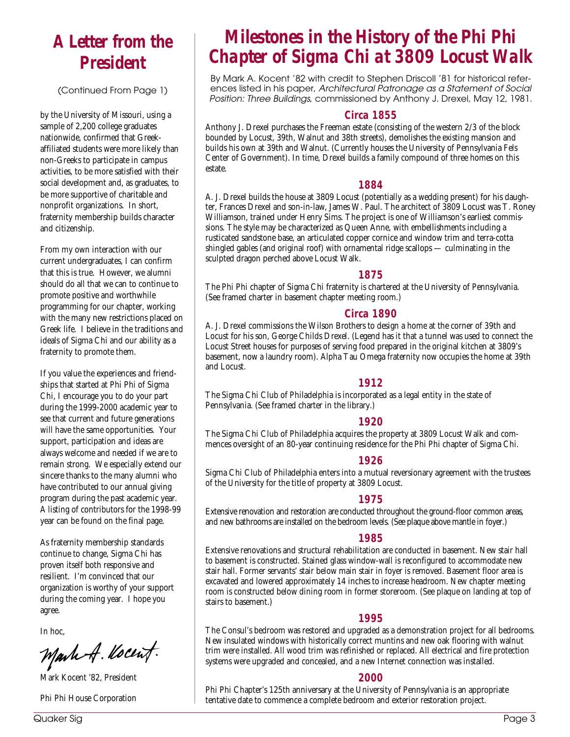## A Letter from the President

(Continued From Page 1)

by the University of Missouri, using a sample of 2,200 college graduates nationwide, confirmed that Greek-affiliated students were more likely than non-Greeks to participate in campus activities, to be more satisfied with their social development and, as graduates, to be more supportive of charitable and nonprofit organizations. In short, fraternity membership builds character and citizenship.

From my own interaction with our current undergraduates, I can confirm that this is true. However, we alumni should do all that we can to continue to promote positive and worthwhile programming for our chapter, working with the many new restrictions placed on Greek life. I believe in the traditions and ideals of Sigma Chi and our ability as a fraternity to promote them.

If you value the experiences and friendships that started at Phi Phi of Sigma Chi, I encourage you to do your part during the 1999-2000 academic year to see that current and future generations will have the same opportunities. Your support, participation and ideas are always welcome and needed if we are to remain strong. We especially extend our sincere thanks to the many alumni who have contributed to our annual giving program during the past academic year. A listing of contributors for the 1998-99 year can be found on the final page.

As fraternity membership standards continue to change, Sigma Chi has proven itself both responsive and resilient. I'm convinced that our organization is worthy of your support during the coming year. I hope you agree.

In hoc,

*Mark A. Kocent*

Mark Kocent '82, President

Phi Phi House Corporation

## Milestones in the History of the Phi Phi Chapter of Sigma Chi at 3809 Locust Walk

By Mark A. Kocent '82 with credit to Stephen Driscoll '81 for historical references listed in his paper, *Architectural Patronage as a Statement of Social Position: Three Buildings,* commissioned by Anthony J. Drexel, May 12, 1981.

### Circa 1855

Anthony J. Drexel purchases the Freeman estate (consisting of the western 2/3 of the block bounded by Locust, 39th, Walnut and 38th streets), demolishes the existing mansion and builds his own at 39th and Walnut. (Currently houses the University of Pennsylvania Fels Center of Government). In time, Drexel builds a family compound of three homes on this estate.

### 1884

A. J. Drexel builds the house at 3809 Locust (potentially as a wedding present) for his daughter, Frances Drexel and son-in-law, James W. Paul. The architect of 3809 Locust was T. Roney Williamson, trained under Henry Sims. The project is one of Williamson's earliest commissions. The style may be characterized as Queen Anne, with embellishments including a rusticated sandstone base, an articulated copper cornice and window trim and terra-cotta shingled gables (and original roof) with ornamental ridge scallops — culminating in the sculpted dragon perched above Locust Walk.

### 1875

The Phi Phi chapter of Sigma Chi fraternity is chartered at the University of Pennsylvania. (See framed charter in basement chapter meeting room.)

### Circa 1890

A. J. Drexel commissions the Wilson Brothers to design a home at the corner of 39th and Locust for his son, George Childs Drexel. (Legend has it that a tunnel was used to connect the Locust Street houses for purposes of serving food prepared in the original kitchen at 3809's basement, now a laundry room). Alpha Tau Omega fraternity now occupies the home at 39th and Locust.

### 1912

The Sigma Chi Club of Philadelphia is incorporated as a legal entity in the state of Pennsylvania. (See framed charter in the library.)

### 1920

The Sigma Chi Club of Philadelphia acquires the property at 3809 Locust Walk and commences oversight of an 80-year continuing residence for the Phi Phi chapter of Sigma Chi.

### 1926

Sigma Chi Club of Philadelphia enters into a mutual reversionary agreement with the trustees of the University for the title of property at 3809 Locust.

### 1975

Extensive renovation and restoration are conducted throughout the ground-floor common areas, and new bathrooms are installed on the bedroom levels. (See plaque above mantle in foyer.)

### 1985

Extensive renovations and structural rehabilitation are conducted in basement. New stair hall to basement is constructed. Stained glass window-wall is reconfigured to accommodate new stair hall. Former servants' stair below main stair in foyer is removed. Basement floor area is excavated and lowered approximately 14 inches to increase headroom. New chapter meeting room is constructed below dining room in former storeroom. (See plaque on landing at top of stairs to basement.)

### 1995

The Consul's bedroom was restored and upgraded as a demonstration project for all bedrooms. New insulated windows with historically correct muntins and new oak flooring with walnut trim were installed. All wood trim was refinished or replaced. All electrical and fire protection systems were upgraded and concealed, and a new Internet connection was installed.

### 2000

Phi Phi Chapter's 125th anniversary at the University of Pennsylvania is an appropriate tentative date to commence a complete bedroom and exterior restoration project.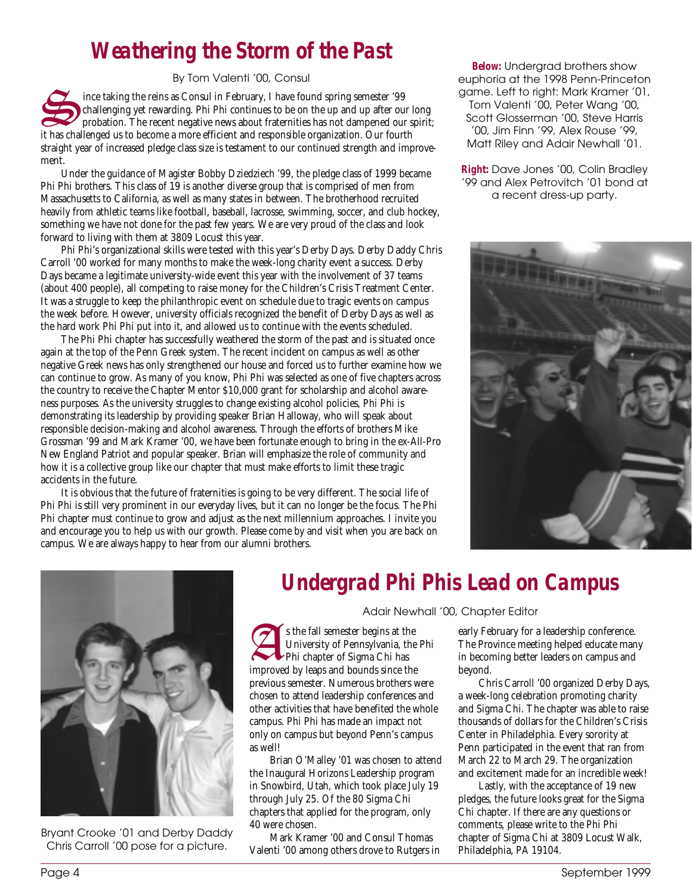# Weathering the Storm of the Past

By Tom Valenti '00, Consul

Since taking the reins as Consul in February, I have found spring semester '99 challenging yet rewarding. Phi Phi continues to be on the up and up after our long probation. The recent negative news about fraternities has not dampened our spirit; it has challenged us to become a more efficient and responsible organization. Our fourth straight year of increased pledge class size is testament to our continued strength and improvement.

Under the guidance of Magister Bobby Dziedziech '99, the pledge class of 1999 became Phi Phi brothers. This class of 19 is another diverse group that is comprised of men from Massachusetts to California, as well as many states in between. The brotherhood recruited heavily from athletic teams like football, baseball, lacrosse, swimming, soccer, and club hockey, something we have not done for the past few years. We are very proud of the class and look forward to living with them at 3809 Locust this year.

Phi Phi's organizational skills were tested with this year's Derby Days. Derby Daddy Chris Carroll '00 worked for many months to make the week-long charity event a success. Derby Days became a legitimate university-wide event this year with the involvement of 37 teams (about 400 people), all competing to raise money for the Children's Crisis Treatment Center. It was a struggle to keep the philanthropic event on schedule due to tragic events on campus the week before. However, university officials recognized the benefit of Derby Days as well as the hard work Phi Phi put into it, and allowed us to continue with the events scheduled.

The Phi Phi chapter has successfully weathered the storm of the past and is situated once again at the top of the Penn Greek system. The recent incident on campus as well as other negative Greek news has only strengthened our house and forced us to further examine how we can continue to grow. As many of you know, Phi Phi was selected as one of five chapters across the country to receive the Chapter Mentor $10,000 grant for scholarship and alcohol awareness purposes. As the university struggles to change existing alcohol policies, Phi Phi is demonstrating its leadership by providing speaker Brian Halloway, who will speak about responsible decision-making and alcohol awareness. Through the efforts of brothers Mike Grossman '99 and Mark Kramer '00, we have been fortunate enough to bring in the ex-All-Pro New England Patriot and popular speaker. Brian will emphasize the role of community and how it is a collective group like our chapter that must make efforts to limit these tragic accidents in the future.

It is obvious that the future of fraternities is going to be very different. The social life of Phi Phi is still very prominent in our everyday lives, but it can no longer be the focus. The Phi Phi chapter must continue to grow and adjust as the next millennium approaches. I invite you and encourage you to help us with our growth. Please come by and visit when you are back on campus. We are always happy to hear from our alumni brothers.

**Below:** Undergrad brothers show euphoria at the 1998 Penn-Princeton game. Left to right: Mark Kramer '01, Tom Valenti '00, Peter Wang '00, Scott Glosserman '00, Steve Harris '00, Jim Finn '99, Alex Rouse '99, Matt Riley and Adair Newhall '01.

**Right:** Dave Jones '00, Colin Bradley '99 and Alex Petrovitch '01 bond at a recent dress-up party.

Bryant Crooke '01 and Derby Daddy Chris Carroll '00 pose for a picture.

# Undergrad Phi Phis Lead on Campus

Adair Newhall '00, Chapter Editor

As the fall semester begins at the University of Pennsylvania, the Phi Phi chapter of Sigma Chi has improved by leaps and bounds since the previous semester. Numerous brothers were chosen to attend leadership conferences and other activities that have benefited the whole campus. Phi Phi has made an impact not only on campus but beyond Penn's campus as well!

Brian O'Malley '01 was chosen to attend the Inaugural Horizons Leadership program in Snowbird, Utah, which took place July 19 through July 25. Of the 80 Sigma Chi chapters that applied for the program, only 40 were chosen.

Mark Kramer '00 and Consul Thomas Valenti '00 among others drove to Rutgers in early February for a leadership conference. The Province meeting helped educate many in becoming better leaders on campus and beyond.

Chris Carroll '00 organized Derby Days, a week-long celebration promoting charity and Sigma Chi. The chapter was able to raise thousands of dollars for the Children's Crisis Center in Philadelphia. Every sorority at Penn participated in the event that ran from March 22 to March 29. The organization and excitement made for an incredible week!

Lastly, with the acceptance of 19 new pledges, the future looks great for the Sigma Chi chapter. If there are any questions or comments, please write to the Phi Phi chapter of Sigma Chi at 3809 Locust Walk, Philadelphia, PA 19104.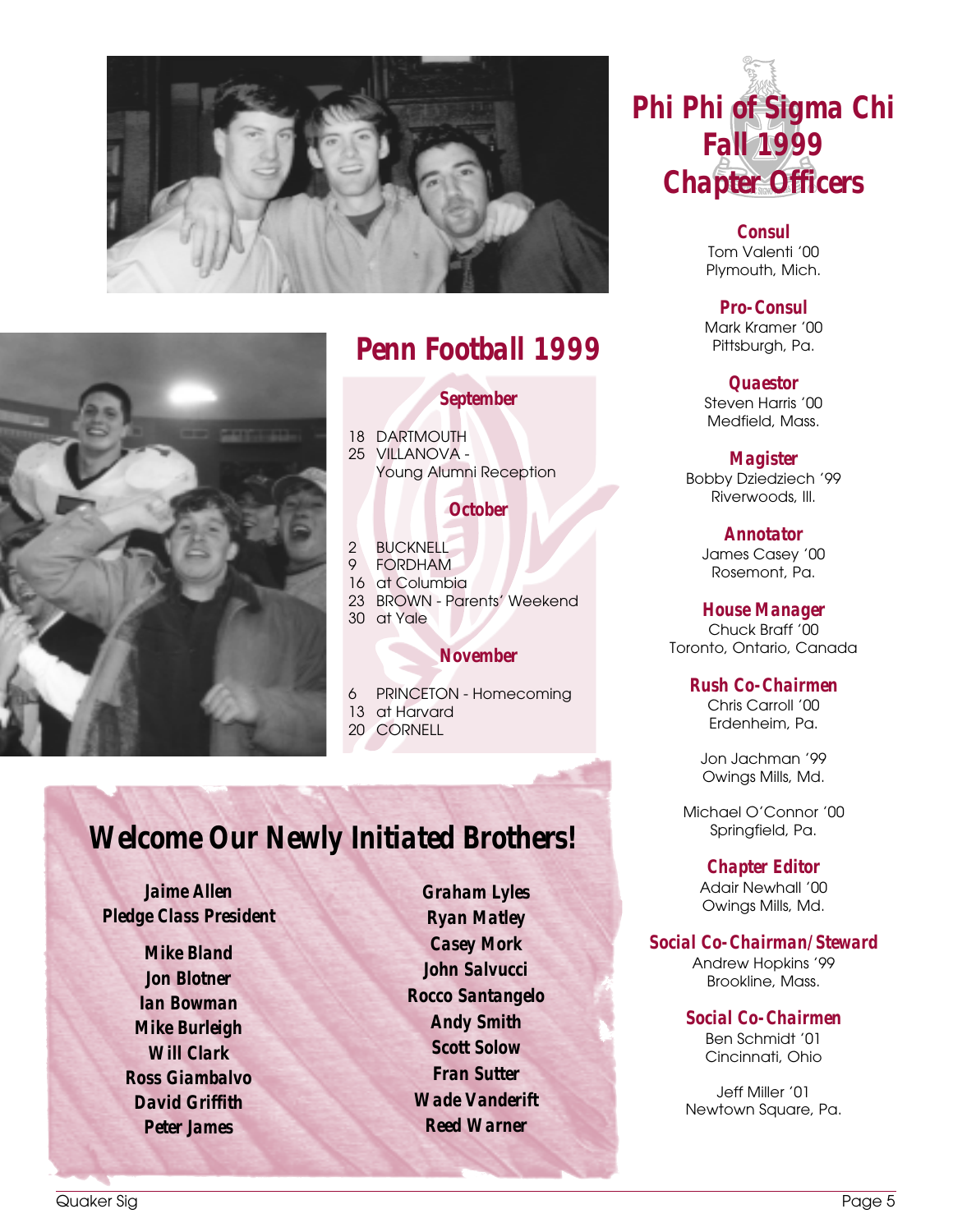## Penn Football 1999

**September**

18 DARTMOUTH
25 VILLANOVA - Young Alumni Reception

**October**

2 BUCKNELL
9 FORDHAM
16 at Columbia
23 BROWN - Parents' Weekend
30 at Yale

**November**

6 PRINCETON - Homecoming
13 at Harvard
20 CORNELL

## Welcome Our Newly Initiated Brothers!

**Jaime Allen**
**Pledge Class President**

**Mike Bland**
**Jon Blotner**
**Ian Bowman**
**Mike Burleigh**
**Will Clark**
**Ross Giambalvo**
**David Griffith**
**Peter James**
**Graham Lyles**
**Ryan Matley**
**Casey Mork**
**John Salvucci**
**Rocco Santangelo**
**Andy Smith**
**Scott Solow**
**Fran Sutter**
**Wade Vanderift**
**Reed Warner**

## Phi Phi of Sigma Chi Fall 1999 Chapter Officers

**Consul**
Tom Valenti '00
Plymouth, Mich.

**Pro-Consul**
Mark Kramer '00
Pittsburgh, Pa.

**Quaestor**
Steven Harris '00
Medfield, Mass.

**Magister**
Bobby Dziedziech '99
Riverwoods, Ill.

**Annotator**
James Casey '00
Rosemont, Pa.

**House Manager**
Chuck Braff '00
Toronto, Ontario, Canada

**Rush Co-Chairmen**
Chris Carroll '00
Erdenheim, Pa.

Jon Jachman '99
Owings Mills, Md.

Michael O'Connor '00
Springfield, Pa.

**Chapter Editor**
Adair Newhall '00
Owings Mills, Md.

**Social Co-Chairman/Steward**
Andrew Hopkins '99
Brookline, Mass.

**Social Co-Chairmen**
Ben Schmidt '01
Cincinnati, Ohio

Jeff Miller '01
Newtown Square, Pa.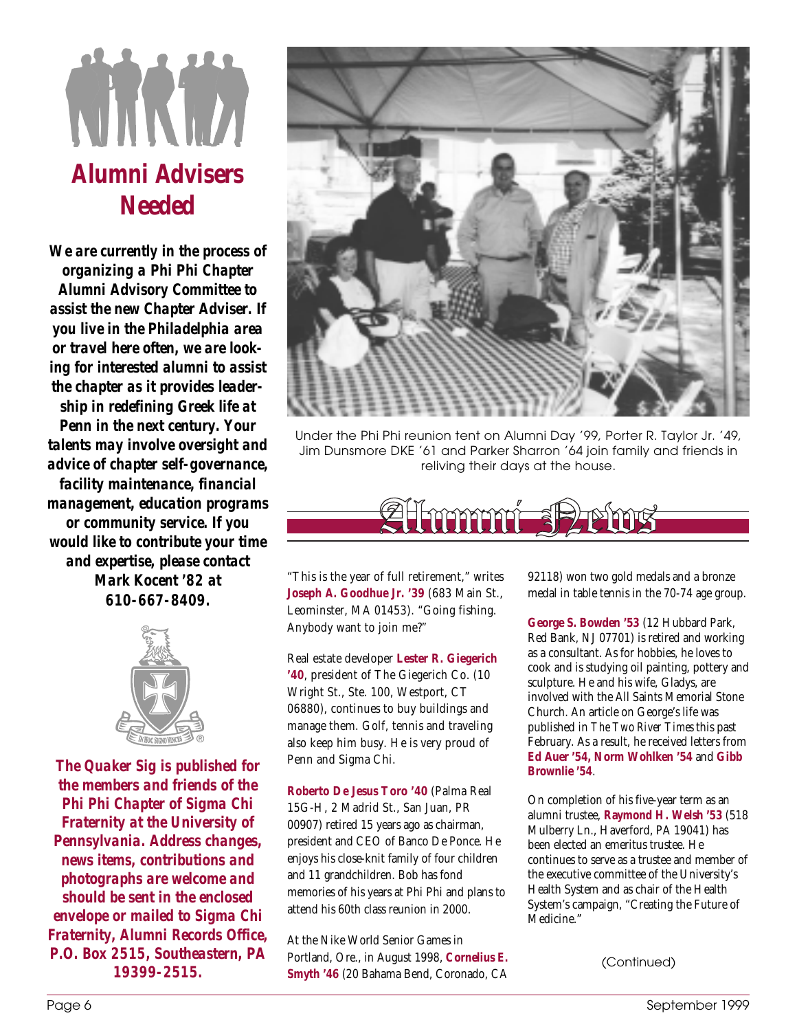## Alumni Advisers Needed

***We are currently in the process of organizing a Phi Phi Chapter Alumni Advisory Committee to assist the new Chapter Adviser. If you live in the Philadelphia area or travel here often, we are looking for interested alumni to assist the chapter as it provides leadership in redefining Greek life at Penn in the next century. Your talents may involve oversight and advice of chapter self-governance, facility maintenance, financial management, education programs or community service. If you would like to contribute your time and expertise, please contact Mark Kocent '82 at 610-667-8409.***

***The Quaker Sig is published for the members and friends of the Phi Phi Chapter of Sigma Chi Fraternity at the University of Pennsylvania. Address changes, news items, contributions and photographs are welcome and should be sent in the enclosed envelope or mailed to Sigma Chi Fraternity, Alumni Records Office, P.O. Box 2515, Southeastern, PA 19399-2515.***

Under the Phi Phi reunion tent on Alumni Day '99, Porter R. Taylor Jr. '49, Jim Dunsmore DKE '61 and Parker Sharron '64 join family and friends in reliving their days at the house.

## Alumni News

"This is the year of full retirement," writes **Joseph A. Goodhue Jr. '39** (683 Main St., Leominster, MA 01453). "Going fishing. Anybody want to join me?"

Real estate developer **Lester R. Giegerich '40**, president of The Giegerich Co. (10 Wright St., Ste. 100, Westport, CT 06880), continues to buy buildings and manage them. Golf, tennis and traveling also keep him busy. He is very proud of Penn and Sigma Chi.

**Roberto De Jesus Toro '40** (Palma Real 15G-H, 2 Madrid St., San Juan, PR 00907) retired 15 years ago as chairman, president and CEO of Banco De Ponce. He enjoys his close-knit family of four children and 11 grandchildren. Bob has fond memories of his years at Phi Phi and plans to attend his 60th class reunion in 2000.

At the Nike World Senior Games in Portland, Ore., in August 1998, **Cornelius E. Smyth '46** (20 Bahama Bend, Coronado, CA 92118) won two gold medals and a bronze medal in table tennis in the 70-74 age group.

**George S. Bowden '53** (12 Hubbard Park, Red Bank, NJ 07701) is retired and working as a consultant. As for hobbies, he loves to cook and is studying oil painting, pottery and sculpture. He and his wife, Gladys, are involved with the All Saints Memorial Stone Church. An article on George's life was published in *The Two River Times* this past February. As a result, he received letters from **Ed Auer '54, Norm Wohlken '54** and **Gibb Brownlie '54**.

On completion of his five-year term as an alumni trustee, **Raymond H. Welsh '53** (518 Mulberry Ln., Haverford, PA 19041) has been elected an emeritus trustee. He continues to serve as a trustee and member of the executive committee of the University's Health System and as chair of the Health System's campaign, "Creating the Future of Medicine."

(Continued)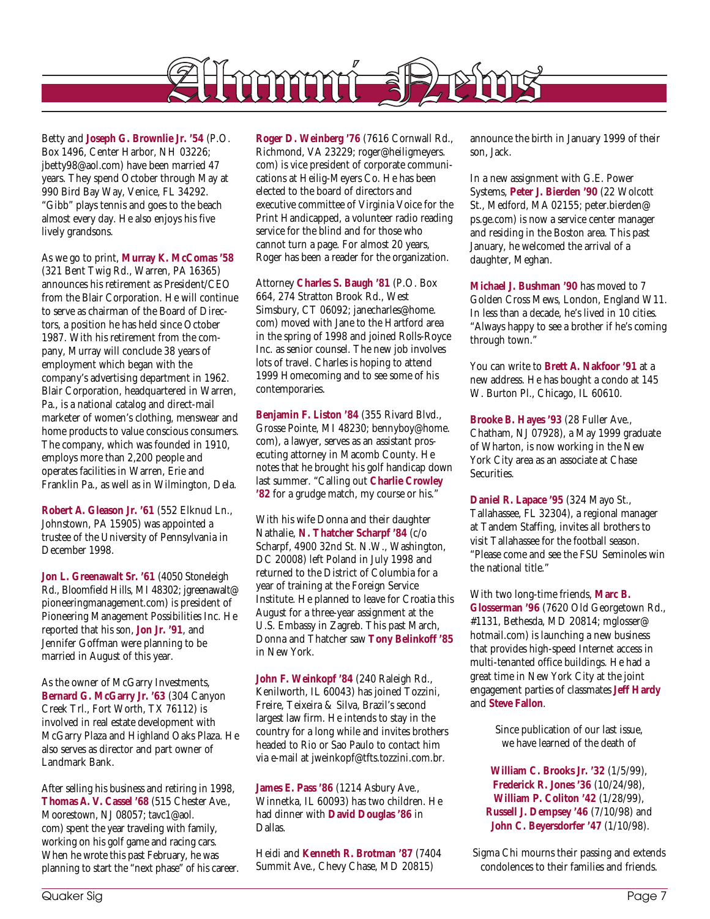# Alumni News

Betty and **Joseph G. Brownlie Jr. '54** (P.O. Box 1496, Center Harbor, NH 03226; jbetty98@aol.com) have been married 47 years. They spend October through May at 990 Bird Bay Way, Venice, FL 34292. "Gibb" plays tennis and goes to the beach almost every day. He also enjoys his five lively grandsons.

As we go to print, **Murray K. McComas '58** (321 Bent Twig Rd., Warren, PA 16365) announces his retirement as President/CEO from the Blair Corporation. He will continue to serve as chairman of the Board of Directors, a position he has held since October 1987. With his retirement from the company, Murray will conclude 38 years of employment which began with the company's advertising department in 1962. Blair Corporation, headquartered in Warren, Pa., is a national catalog and direct-mail marketer of women's clothing, menswear and home products to value conscious consumers. The company, which was founded in 1910, employs more than 2,200 people and operates facilities in Warren, Erie and Franklin Pa., as well as in Wilmington, Dela.

**Robert A. Gleason Jr. '61** (552 Elknud Ln., Johnstown, PA 15905) was appointed a trustee of the University of Pennsylvania in December 1998.

**Jon L. Greenawalt Sr. '61** (4050 Stoneleigh Rd., Bloomfield Hills, MI 48302; jgreenawalt@pioneeringmanagement.com) is president of Pioneering Management Possibilities Inc. He reported that his son, **Jon Jr. '91**, and Jennifer Goffman were planning to be married in August of this year.

As the owner of McGarry Investments, **Bernard G. McGarry Jr. '63** (304 Canyon Creek Trl., Fort Worth, TX 76112) is involved in real estate development with McGarry Plaza and Highland Oaks Plaza. He also serves as director and part owner of Landmark Bank.

After selling his business and retiring in 1998, **Thomas A. V. Cassel '68** (515 Chester Ave., Moorestown, NJ 08057; tavc1@aol.com) spent the year traveling with family, working on his golf game and racing cars. When he wrote this past February, he was planning to start the "next phase" of his career.

**Roger D. Weinberg '76** (7616 Cornwall Rd., Richmond, VA 23229; roger@heiligmeyers.com) is vice president of corporate communications at Heilig-Meyers Co. He has been elected to the board of directors and executive committee of Virginia Voice for the Print Handicapped, a volunteer radio reading service for the blind and for those who cannot turn a page. For almost 20 years, Roger has been a reader for the organization.

Attorney **Charles S. Baugh '81** (P.O. Box 664, 274 Stratton Brook Rd., West Simsbury, CT 06092; janecharles@home.com) moved with Jane to the Hartford area in the spring of 1998 and joined Rolls-Royce Inc. as senior counsel. The new job involves lots of travel. Charles is hoping to attend 1999 Homecoming and to see some of his contemporaries.

**Benjamin F. Liston '84** (355 Rivard Blvd., Grosse Pointe, MI 48230; bennyboy@home.com), a lawyer, serves as an assistant prosecuting attorney in Macomb County. He notes that he brought his golf handicap down last summer. "Calling out **Charlie Crowley '82** for a grudge match, my course or his."

With his wife Donna and their daughter Nathalie, **N. Thatcher Scharpf '84** (c/o Scharpf, 4900 32nd St. N.W., Washington, DC 20008) left Poland in July 1998 and returned to the District of Columbia for a year of training at the Foreign Service Institute. He planned to leave for Croatia this August for a three-year assignment at the U.S. Embassy in Zagreb. This past March, Donna and Thatcher saw **Tony Belinkoff '85** in New York.

**John F. Weinkopf '84** (240 Raleigh Rd., Kenilworth, IL 60043) has joined Tozzini, Freire, Teixeira & Silva, Brazil's second largest law firm. He intends to stay in the country for a long while and invites brothers headed to Rio or Sao Paulo to contact him via e-mail at jweinkopf@tfts.tozzini.com.br.

**James E. Pass '86** (1214 Asbury Ave., Winnetka, IL 60093) has two children. He had dinner with **David Douglas '86** in Dallas.

Heidi and **Kenneth R. Brotman '87** (7404 Summit Ave., Chevy Chase, MD 20815) announce the birth in January 1999 of their son, Jack.

In a new assignment with G.E. Power Systems, **Peter J. Bierden '90** (22 Wolcott St., Medford, MA 02155; peter.bierden@ps.ge.com) is now a service center manager and residing in the Boston area. This past January, he welcomed the arrival of a daughter, Meghan.

**Michael J. Bushman '90** has moved to 7 Golden Cross Mews, London, England W11. In less than a decade, he's lived in 10 cities. "Always happy to see a brother if he's coming through town."

You can write to **Brett A. Nakfoor '91** at a new address. He has bought a condo at 145 W. Burton Pl., Chicago, IL 60610.

**Brooke B. Hayes '93** (28 Fuller Ave., Chatham, NJ 07928), a May 1999 graduate of Wharton, is now working in the New York City area as an associate at Chase Securities.

**Daniel R. Lapace '95** (324 Mayo St., Tallahassee, FL 32304), a regional manager at Tandem Staffing, invites all brothers to visit Tallahassee for the football season. "Please come and see the FSU Seminoles win the national title."

With two long-time friends, **Marc B. Glosserman '96** (7620 Old Georgetown Rd., #1131, Bethesda, MD 20814; mglosser@hotmail.com) is launching a new business that provides high-speed Internet access in multi-tenanted office buildings. He had a great time in New York City at the joint engagement parties of classmates **Jeff Hardy** and **Steve Fallon**.

Since publication of our last issue, we have learned of the death of

**William C. Brooks Jr. '32** (1/5/99), **Frederick R. Jones '36** (10/24/98), **William P. Coliton '42** (1/28/99), **Russell J. Dempsey '46** (7/10/98) and **John C. Beyersdorfer '47** (1/10/98).

Sigma Chi mourns their passing and extends condolences to their families and friends.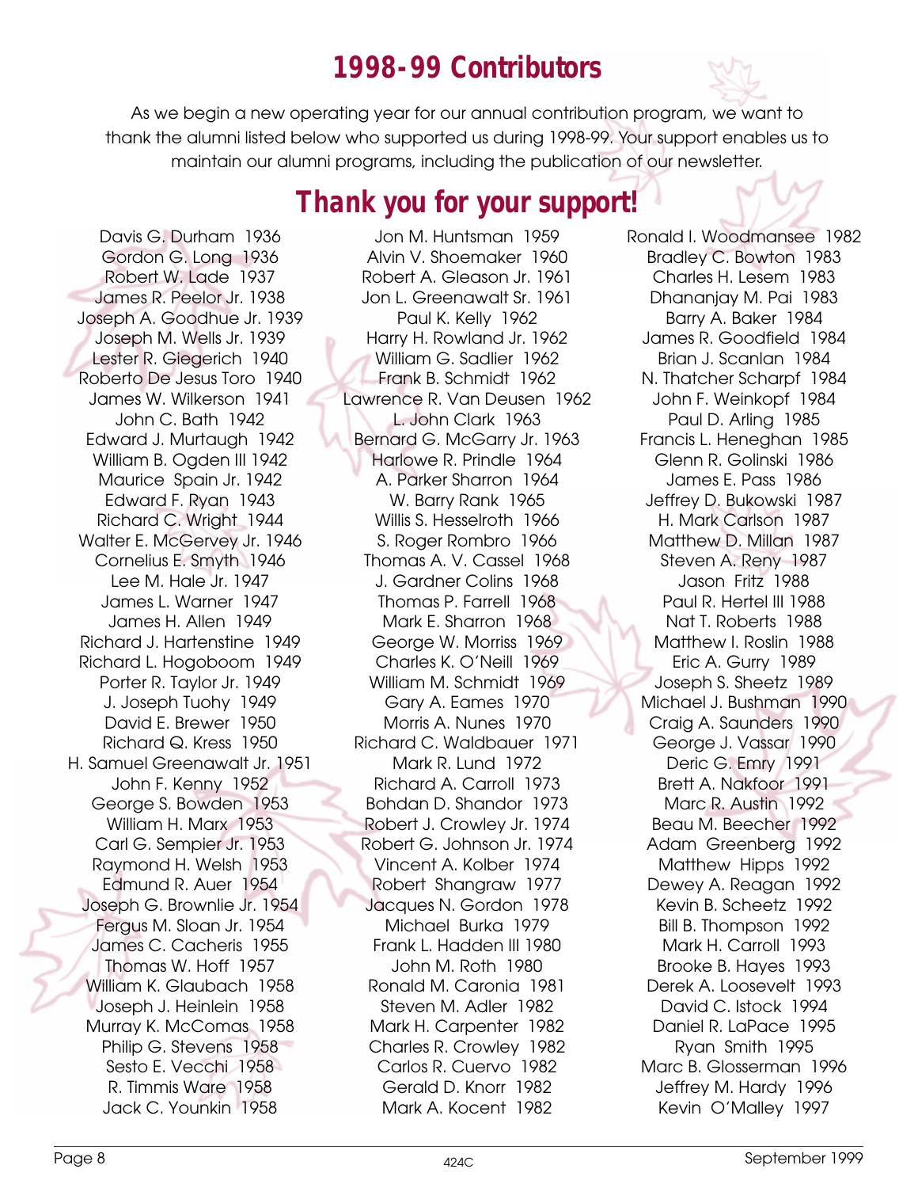# 1998-99 Contributors

As we begin a new operating year for our annual contribution program, we want to thank the alumni listed below who supported us during 1998-99. Your support enables us to maintain our alumni programs, including the publication of our newsletter.

## Thank you for your support!

Davis G. Durham 1936
Gordon G. Long 1936
Robert W. Lade 1937
James R. Peelor Jr. 1938
Joseph A. Goodhue Jr. 1939
Joseph M. Wells Jr. 1939
Lester R. Giegerich 1940
Roberto De Jesus Toro 1940
James W. Wilkerson 1941
John C. Bath 1942
Edward J. Murtaugh 1942
William B. Ogden III 1942
Maurice Spain Jr. 1942
Edward F. Ryan 1943
Richard C. Wright 1944
Walter E. McGervey Jr. 1946
Cornelius E. Smyth 1946
Lee M. Hale Jr. 1947
James L. Warner 1947
James H. Allen 1949
Richard J. Hartenstine 1949
Richard L. Hogoboom 1949
Porter R. Taylor Jr. 1949
J. Joseph Tuohy 1949
David E. Brewer 1950
Richard Q. Kress 1950
H. Samuel Greenawalt Jr. 1951
John F. Kenny 1952
George S. Bowden 1953
William H. Marx 1953
Carl G. Sempier Jr. 1953
Raymond H. Welsh 1953
Edmund R. Auer 1954
Joseph G. Brownlie Jr. 1954
Fergus M. Sloan Jr. 1954
James C. Cacheris 1955
Thomas W. Hoff 1957
William K. Glaubach 1958
Joseph J. Heinlein 1958
Murray K. McComas 1958
Philip G. Stevens 1958
Sesto E. Vecchi 1958
R. Timmis Ware 1958
Jack C. Younkin 1958
Jon M. Huntsman 1959
Alvin V. Shoemaker 1960
Robert A. Gleason Jr. 1961
Jon L. Greenawalt Sr. 1961
Paul K. Kelly 1962
Harry H. Rowland Jr. 1962
William G. Sadlier 1962
Frank B. Schmidt 1962
Lawrence R. Van Deusen 1962
L. John Clark 1963
Bernard G. McGarry Jr. 1963
Harlowe R. Prindle 1964
A. Parker Sharron 1964
W. Barry Rank 1965
Willis S. Hesselroth 1966
S. Roger Rombro 1966
Thomas A. V. Cassel 1968
J. Gardner Colins 1968
Thomas P. Farrell 1968
Mark E. Sharron 1968
George W. Morriss 1969
Charles K. O'Neill 1969
William M. Schmidt 1969
Gary A. Eames 1970
Morris A. Nunes 1970
Richard C. Waldbauer 1971
Mark R. Lund 1972
Richard A. Carroll 1973
Bohdan D. Shandor 1973
Robert J. Crowley Jr. 1974
Robert G. Johnson Jr. 1974
Vincent A. Kolber 1974
Robert Shangraw 1977
Jacques N. Gordon 1978
Michael Burka 1979
Frank L. Hadden III 1980
John M. Roth 1980
Ronald M. Caronia 1981
Steven M. Adler 1982
Mark H. Carpenter 1982
Charles R. Crowley 1982
Carlos R. Cuervo 1982
Gerald D. Knorr 1982
Mark A. Kocent 1982
Ronald I. Woodmansee 1982
Bradley C. Bowton 1983
Charles H. Lesem 1983
Dhananjay M. Pai 1983
Barry A. Baker 1984
James R. Goodfield 1984
Brian J. Scanlan 1984
N. Thatcher Scharpf 1984
John F. Weinkopf 1984
Paul D. Arling 1985
Francis L. Heneghan 1985
Glenn R. Golinski 1986
James E. Pass 1986
Jeffrey D. Bukowski 1987
H. Mark Carlson 1987
Matthew D. Millan 1987
Steven A. Reny 1987
Jason Fritz 1988
Paul R. Hertel III 1988
Nat T. Roberts 1988
Matthew I. Roslin 1988
Eric A. Gurry 1989
Joseph S. Sheetz 1989
Michael J. Bushman 1990
Craig A. Saunders 1990
George J. Vassar 1990
Deric G. Emry 1991
Brett A. Nakfoor 1991
Marc R. Austin 1992
Beau M. Beecher 1992
Adam Greenberg 1992
Matthew Hipps 1992
Dewey A. Reagan 1992
Kevin B. Scheetz 1992
Bill B. Thompson 1992
Mark H. Carroll 1993
Brooke B. Hayes 1993
Derek A. Loosevelt 1993
David C. Istock 1994
Daniel R. LaPace 1995
Ryan Smith 1995
Marc B. Glosserman 1996
Jeffrey M. Hardy 1996
Kevin O'Malley 1997